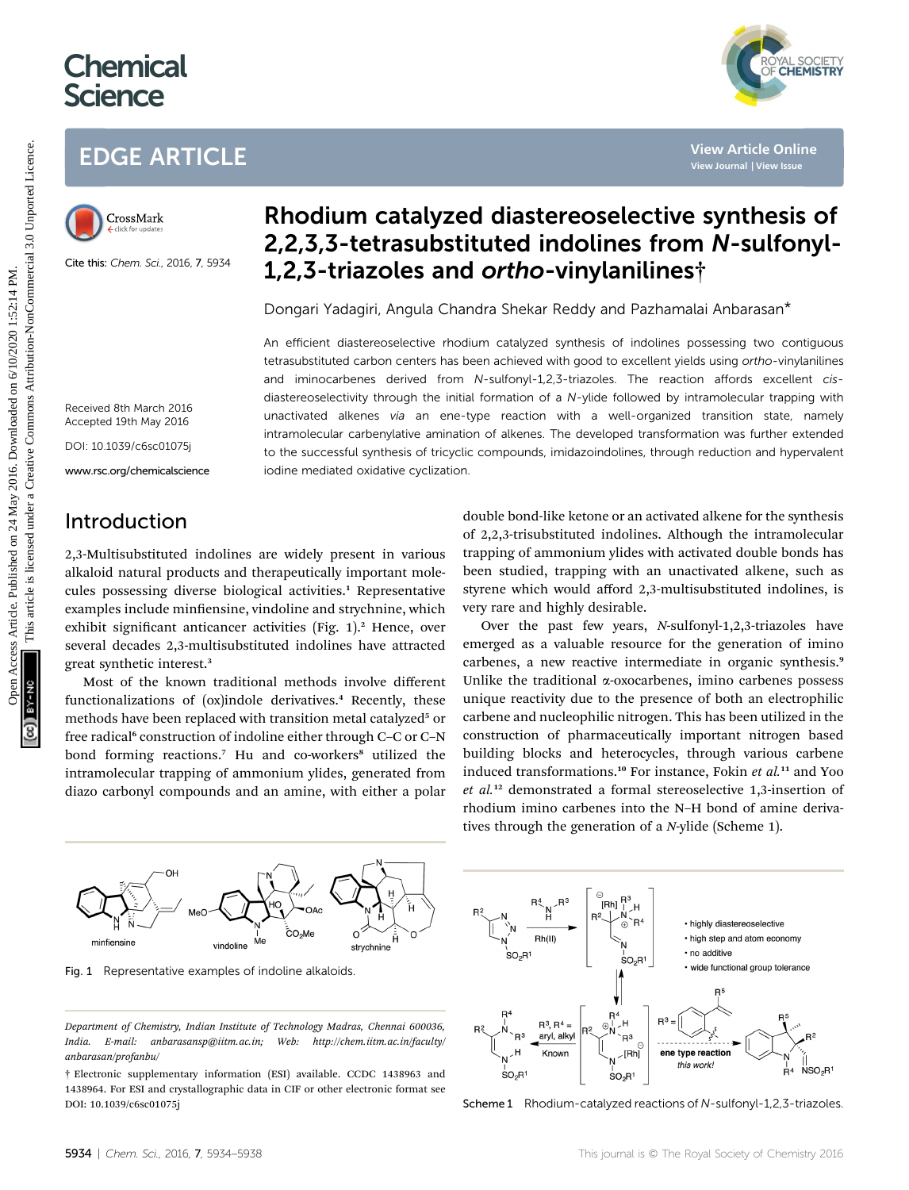# Rhodium catalyzed diastereoselective synthesis of 2,2,3,3-tetrasubstituted indolines from *N*-sulfonyl-1,2,3-triazoles and *ortho*-vinylanilines†

Dongari Yadagiri, Angula Chandra Shekar Reddy and Pazhamalai Anbarasan*

Cite this: *Chem. Sci.*, 2016, 7, 5934

Received 8th March 2016
Accepted 19th May 2016

DOI: 10.1039/c6sc01075j

www.rsc.org/chemicalscience

An efficient diastereoselective rhodium catalyzed synthesis of indolines possessing two contiguous tetrasubstituted carbon centers has been achieved with good to excellent yields using *ortho*-vinylanilines and iminocarbenes derived from *N*-sulfonyl-1,2,3-triazoles. The reaction affords excellent *cis*-diastereoselectivity through the initial formation of a *N*-ylide followed by intramolecular trapping with unactivated alkenes *via* an ene-type reaction with a well-organized transition state, namely intramolecular carbenylative amination of alkenes. The developed transformation was further extended to the successful synthesis of tricyclic compounds, imidazoindolines, through reduction and hypervalent iodine mediated oxidative cyclization.

## Introduction

2,3-Multisubstituted indolines are widely present in various alkaloid natural products and therapeutically important molecules possessing diverse biological activities.[1] Representative examples include minfiensine, vindoline and strychnine, which exhibit significant anticancer activities (Fig. 1).[2] Hence, over several decades 2,3-multisubstituted indolines have attracted great synthetic interest.[3]

Most of the known traditional methods involve different functionalizations of (ox)indole derivatives.[4] Recently, these methods have been replaced with transition metal catalyzed[5] or free radical[6] construction of indoline either through C–C or C–N bond forming reactions.[7] Hu and co-workers[8] utilized the intramolecular trapping of ammonium ylides, generated from diazo carbonyl compounds and an amine, with either a polar double bond-like ketone or an activated alkene for the synthesis of 2,2,3-trisubstituted indolines. Although the intramolecular trapping of ammonium ylides with activated double bonds has been studied, trapping with an unactivated alkene, such as styrene which would afford 2,3-multisubstituted indolines, is very rare and highly desirable.

Over the past few years, *N*-sulfonyl-1,2,3-triazoles have emerged as a valuable resource for the generation of imino carbenes, a new reactive intermediate in organic synthesis.[9] Unlike the traditional α-oxocarbenes, imino carbenes possess unique reactivity due to the presence of both an electrophilic carbene and nucleophilic nitrogen. This has been utilized in the construction of pharmaceutically important nitrogen based building blocks and heterocycles, through various carbene induced transformations.[10] For instance, Fokin *et al.*[11] and Yoo *et al.*[12] demonstrated a formal stereoselective 1,3-insertion of rhodium imino carbenes into the N–H bond of amine derivatives through the generation of a *N*-ylide (Scheme 1).

Fig. 1 Representative examples of indoline alkaloids.

Scheme 1 Rhodium-catalyzed reactions of *N*-sulfonyl-1,2,3-triazoles.

Department of Chemistry, Indian Institute of Technology Madras, Chennai 600036, India. E-mail: anbarasansp@iitm.ac.in; Web: http://chem.iitm.ac.in/faculty/anbarasan/profanbu/

† Electronic supplementary information (ESI) available. CCDC 1438963 and 1438964. For ESI and crystallographic data in CIF or other electronic format see DOI: 10.1039/c6sc01075j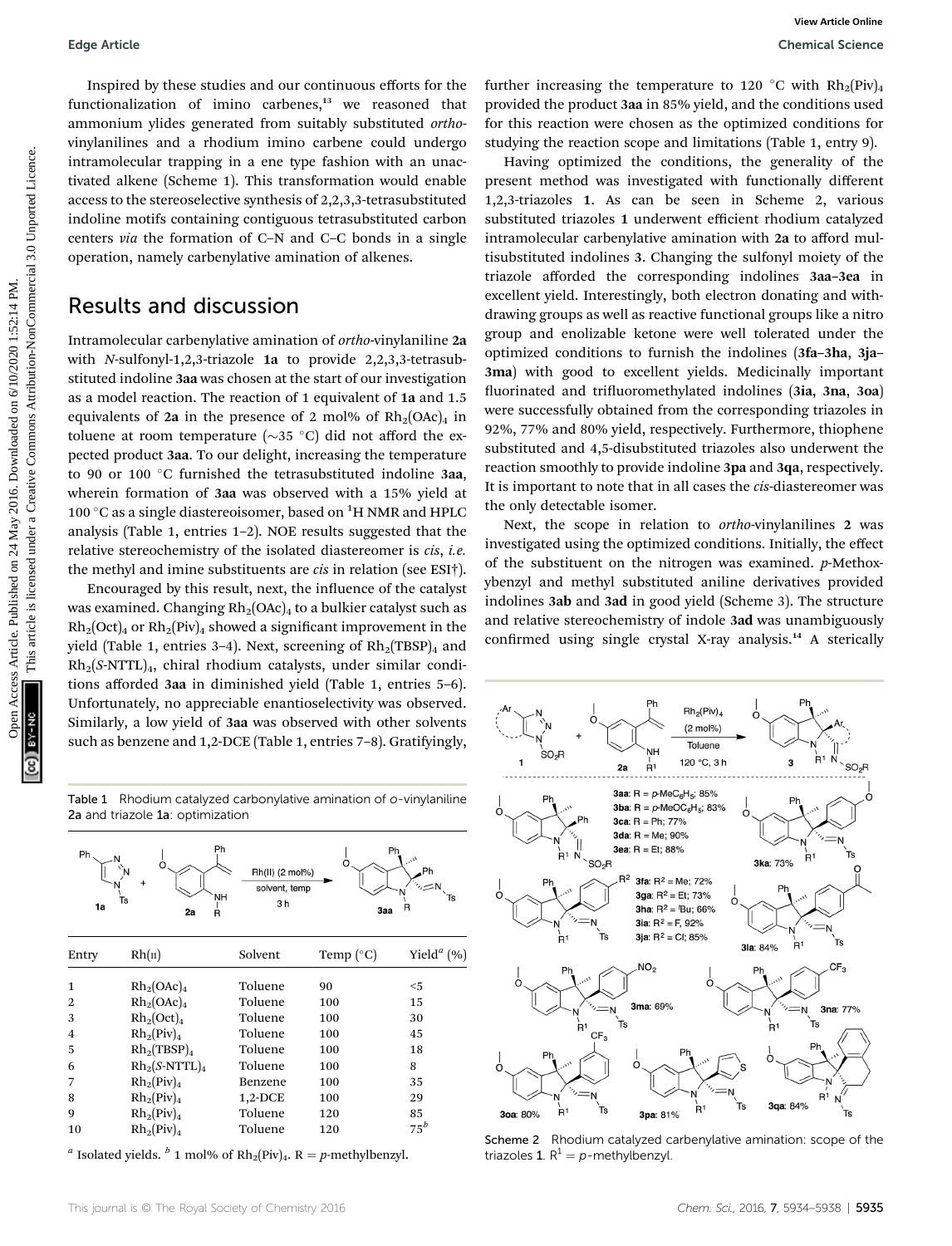Inspired by these studies and our continuous efforts for the functionalization of imino carbenes,[13] we reasoned that ammonium ylides generated from suitably substituted *ortho*-vinylanilines and a rhodium imino carbene could undergo intramolecular trapping in a ene type fashion with an unactivated alkene (Scheme 1). This transformation would enable access to the stereoselective synthesis of 2,2,3,3-tetrasubstituted indoline motifs containing contiguous tetrasubstituted carbon centers *via* the formation of C–N and C–C bonds in a single operation, namely carbenylative amination of alkenes.

## Results and discussion

Intramolecular carbenylative amination of *ortho*-vinylaniline **2a** with *N*-sulfonyl-1,2,3-triazole **1a** to provide 2,2,3,3-tetrasubstituted indoline **3aa** was chosen at the start of our investigation as a model reaction. The reaction of 1 equivalent of **1a** and 1.5 equivalents of **2a** in the presence of 2 mol% of $Rh_2(OAc)_4$ in toluene at room temperature (~35 °C) did not afford the expected product **3aa**. To our delight, increasing the temperature to 90 or 100 °C furnished the tetrasubstituted indoline **3aa**, wherein formation of **3aa** was observed with a 15% yield at 100 °C as a single diastereoisomer, based on $^1$H NMR and HPLC analysis (Table 1, entries 1–2). NOE results suggested that the relative stereochemistry of the isolated diastereomer is *cis*, *i.e.* the methyl and imine substituents are *cis* in relation (see ESI†).

Encouraged by this result, next, the influence of the catalyst was examined. Changing $Rh_2(OAc)_4$ to a bulkier catalyst such as $Rh_2(Oct)_4$ or $Rh_2(Piv)_4$ showed a significant improvement in the yield (Table 1, entries 3–4). Next, screening of $Rh_2(TBSP)_4$ and $Rh_2(S\text{-NTTL})_4$, chiral rhodium catalysts, under similar conditions afforded **3aa** in diminished yield (Table 1, entries 5–6). Unfortunately, no appreciable enantioselectivity was observed. Similarly, a low yield of **3aa** was observed with other solvents such as benzene and 1,2-DCE (Table 1, entries 7–8). Gratifyingly, further increasing the temperature to 120 °C with $Rh_2(Piv)_4$ provided the product **3aa** in 85% yield, and the conditions used for this reaction were chosen as the optimized conditions for studying the reaction scope and limitations (Table 1, entry 9).

Table 1 Rhodium catalyzed carbonylative amination of *o*-vinylaniline **2a** and triazole **1a**: optimization

| Entry | Rh(II) | Solvent | Temp (°C) | Yield[a] (%) |
|---|---|---|---|---|
| 1 | $Rh_2(OAc)_4$ | Toluene | 90 | <5 |
| 2 | $Rh_2(OAc)_4$ | Toluene | 100 | 15 |
| 3 | $Rh_2(Oct)_4$ | Toluene | 100 | 30 |
| 4 | $Rh_2(Piv)_4$ | Toluene | 100 | 45 |
| 5 | $Rh_2(TBSP)_4$ | Toluene | 100 | 18 |
| 6 | $Rh_2(S\text{-NTTL})_4$ | Toluene | 100 | 8 |
| 7 | $Rh_2(Piv)_4$ | Benzene | 100 | 35 |
| 8 | $Rh_2(Piv)_4$ | 1,2-DCE | 100 | 29 |
| 9 | $Rh_2(Piv)_4$ | Toluene | 120 | 85 |
| 10 | $Rh_2(Piv)_4$ | Toluene | 120 | 75[b] |

[a] Isolated yields. [b] 1 mol% of $Rh_2(Piv)_4$. R = *p*-methylbenzyl.

Having optimized the conditions, the generality of the present method was investigated with functionally different 1,2,3-triazoles **1**. As can be seen in Scheme 2, various substituted triazoles **1** underwent efficient rhodium catalyzed intramolecular carbenylative amination with **2a** to afford multisubstituted indolines **3**. Changing the sulfonyl moiety of the triazole afforded the corresponding indolines **3aa–3ea** in excellent yield. Interestingly, both electron donating and withdrawing groups as well as reactive functional groups like a nitro group and enolizable ketone were well tolerated under the optimized conditions to furnish the indolines (**3fa–3ha**, **3ja–3ma**) with good to excellent yields. Medicinally important fluorinated and trifluoromethylated indolines (**3ia**, **3na**, **3oa**) were successfully obtained from the corresponding triazoles in 92%, 77% and 80% yield, respectively. Furthermore, thiophene substituted and 4,5-disubstituted triazoles also underwent the reaction smoothly to provide indoline **3pa** and **3qa**, respectively. It is important to note that in all cases the *cis*-diastereomer was the only detectable isomer.

Next, the scope in relation to *ortho*-vinylanilines **2** was investigated using the optimized conditions. Initially, the effect of the substituent on the nitrogen was examined. *p*-Methoxybenzyl and methyl substituted aniline derivatives provided indolines **3ab** and **3ad** in good yield (Scheme 3). The structure and relative stereochemistry of indole **3ad** was unambiguously confirmed using single crystal X-ray analysis.[14] A sterically

**3aa**: R = *p*-MeC$_6$H$_5$; 85%; **3ba**: R = *p*-MeOC$_6$H$_5$; 83%; **3ca**: R = Ph; 77%; **3da**: R = Me; 90%; **3ea**: R = Et; 88%; **3ka**: 73%; **3fa**: R$^2$ = Me; 72%; **3ga**: R$^2$ = Et; 73%; **3ha**: R$^2$ = $^t$Bu; 66%; **3ia**: R$^2$ = F; 92%; **3ja**: R$^2$ = Cl; 85%; **3la**: 84%; **3ma**: 69%; **3na**: 77%; **3oa**: 80%; **3pa**: 81%; **3qa**: 84%

Scheme 2 Rhodium catalyzed carbenylative amination: scope of the triazoles **1**. R$^1$ = *p*-methylbenzyl.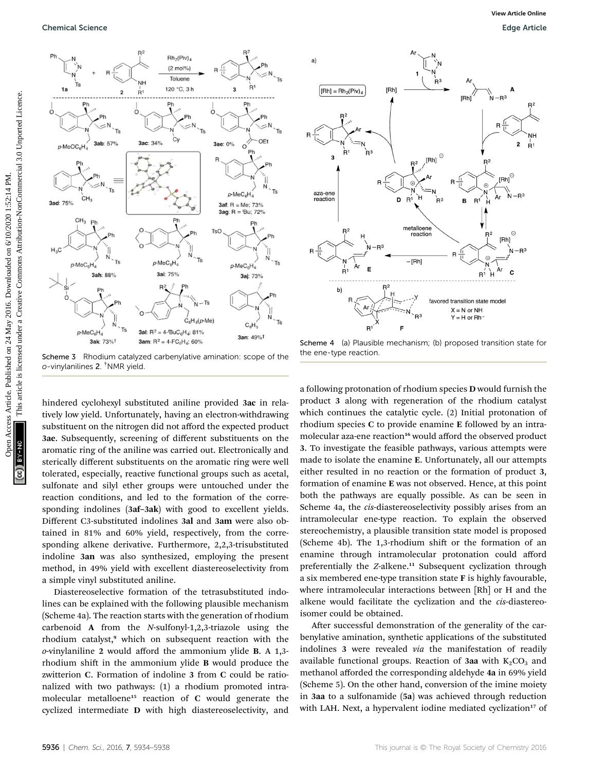Scheme 3 Rhodium catalyzed carbenylative amination: scope of the *o*-vinylanilines **2**. †NMR yield.

Scheme 4 (a) Plausible mechanism; (b) proposed transition state for the ene-type reaction.

hindered cyclohexyl substituted aniline provided **3ac** in relatively low yield. Unfortunately, having an electron-withdrawing substituent on the nitrogen did not afford the expected product **3ae**. Subsequently, screening of different substituents on the aromatic ring of the aniline was carried out. Electronically and sterically different substituents on the aromatic ring were well tolerated, especially, reactive functional groups such as acetal, sulfonate and silyl ether groups were untouched under the reaction conditions, and led to the formation of the corresponding indolines (**3af–3ak**) with good to excellent yields. Different C3-substituted indolines **3al** and **3am** were also obtained in 81% and 60% yield, respectively, from the corresponding alkene derivative. Furthermore, 2,2,3-trisubstituted indoline **3an** was also synthesized, employing the present method, in 49% yield with excellent diastereoselectivity from a simple vinyl substituted aniline.

Diastereoselective formation of the tetrasubstituted indolines can be explained with the following plausible mechanism (Scheme 4a). The reaction starts with the generation of rhodium carbenoid **A** from the *N*-sulfonyl-1,2,3-triazole using the rhodium catalyst,[9] which on subsequent reaction with the *o*-vinylaniline **2** would afford the ammonium ylide **B**. A 1,3-rhodium shift in the ammonium ylide **B** would produce the zwitterion **C**. Formation of indoline **3** from **C** could be rationalized with two pathways: (1) a rhodium promoted intramolecular metalloene[15] reaction of **C** would generate the cyclized intermediate **D** with high diastereoselectivity, and a following protonation of rhodium species **D** would furnish the product **3** along with regeneration of the rhodium catalyst which continues the catalytic cycle. (2) Initial protonation of rhodium species **C** to provide enamine **E** followed by an intramolecular aza-ene reaction[16] would afford the observed product **3**. To investigate the feasible pathways, various attempts were made to isolate the enamine **E**. Unfortunately, all our attempts either resulted in no reaction or the formation of product **3**, formation of enamine **E** was not observed. Hence, at this point both the pathways are equally possible. As can be seen in Scheme 4a, the *cis*-diastereoselectivity possibly arises from an intramolecular ene-type reaction. To explain the observed stereochemistry, a plausible transition state model is proposed (Scheme 4b). The 1,3-rhodium shift or the formation of an enamine through intramolecular protonation could afford preferentially the *Z*-alkene.[11] Subsequent cyclization through a six membered ene-type transition state **F** is highly favourable, where intramolecular interactions between [Rh] or H and the alkene would facilitate the cyclization and the *cis*-diastereoisomer could be obtained.

After successful demonstration of the generality of the carbenylative amination, synthetic applications of the substituted indolines **3** were revealed *via* the manifestation of readily available functional groups. Reaction of **3aa** with $K_2CO_3$ and methanol afforded the corresponding aldehyde **4a** in 69% yield (Scheme 5). On the other hand, conversion of the imine moiety in **3aa** to a sulfonamide (**5a**) was achieved through reduction with LAH. Next, a hypervalent iodine mediated cyclization[17] of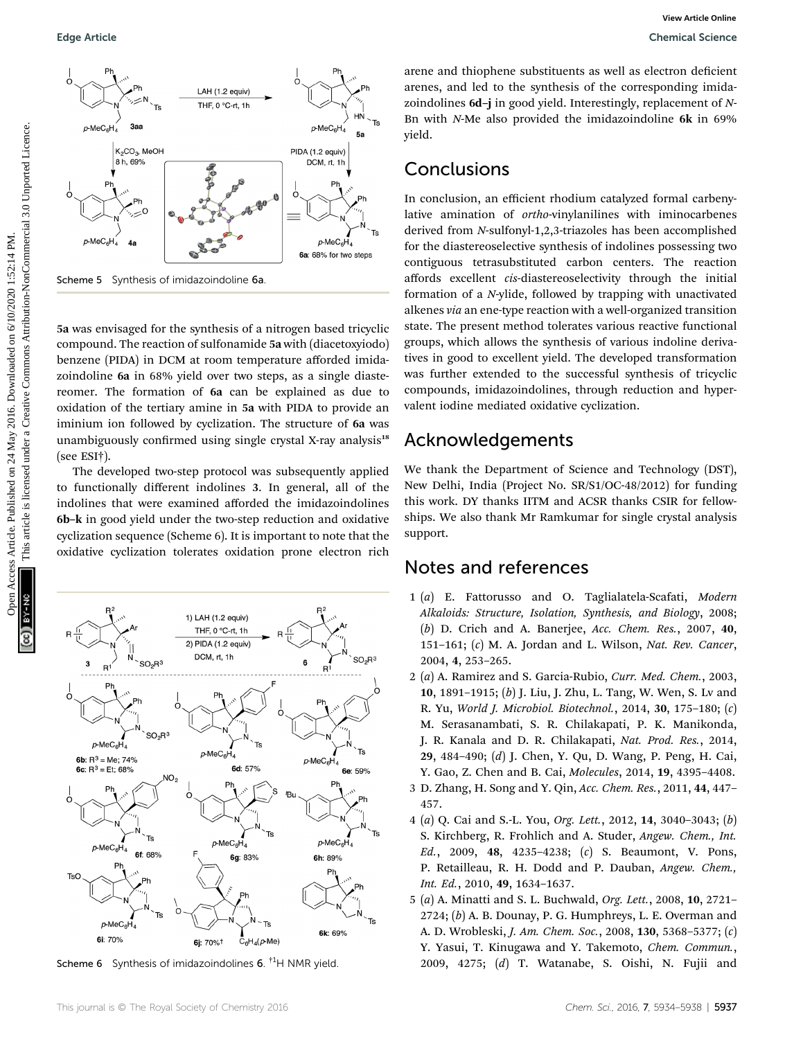Scheme 5 Synthesis of imidazoindoline **6a**.

**5a** was envisaged for the synthesis of a nitrogen based tricyclic compound. The reaction of sulfonamide **5a** with (diacetoxyiodo) benzene (PIDA) in DCM at room temperature afforded imidazoindoline **6a** in 68% yield over two steps, as a single diastereomer. The formation of **6a** can be explained as due to oxidation of the tertiary amine in **5a** with PIDA to provide an iminium ion followed by cyclization. The structure of **6a** was unambiguously confirmed using single crystal X-ray analysis[18] (see ESI†).

The developed two-step protocol was subsequently applied to functionally different indolines **3**. In general, all of the indolines that were examined afforded the imidazoindolines **6b–k** in good yield under the two-step reduction and oxidative cyclization sequence (Scheme 6). It is important to note that the oxidative cyclization tolerates oxidation prone electron rich arene and thiophene substituents as well as electron deficient arenes, and led to the synthesis of the corresponding imidazoindolines **6d–j** in good yield. Interestingly, replacement of *N*-Bn with *N*-Me also provided the imidazoindoline **6k** in 69% yield.

Scheme 6 Synthesis of imidazoindolines **6**. †$^{1}$H NMR yield.

## Conclusions

In conclusion, an efficient rhodium catalyzed formal carbenylative amination of *ortho*-vinylanilines with iminocarbenes derived from *N*-sulfonyl-1,2,3-triazoles has been accomplished for the diastereoselective synthesis of indolines possessing two contiguous tetrasubstituted carbon centers. The reaction affords excellent *cis*-diastereoselectivity through the initial formation of a *N*-ylide, followed by trapping with unactivated alkenes *via* an ene-type reaction with a well-organized transition state. The present method tolerates various reactive functional groups, which allows the synthesis of various indoline derivatives in good to excellent yield. The developed transformation was further extended to the successful synthesis of tricyclic compounds, imidazoindolines, through reduction and hypervalent iodine mediated oxidative cyclization.

## Acknowledgements

We thank the Department of Science and Technology (DST), New Delhi, India (Project No. SR/S1/OC-48/2012) for funding this work. DY thanks IITM and ACSR thanks CSIR for fellowships. We also thank Mr Ramkumar for single crystal analysis support.

## Notes and references

1 (*a*) E. Fattorusso and O. Taglialatela-Scafati, *Modern Alkaloids: Structure, Isolation, Synthesis, and Biology*, 2008; (*b*) D. Crich and A. Banerjee, *Acc. Chem. Res.*, 2007, **40**, 151–161; (*c*) M. A. Jordan and L. Wilson, *Nat. Rev. Cancer*, 2004, **4**, 253–265.

2 (*a*) A. Ramirez and S. Garcia-Rubio, *Curr. Med. Chem.*, 2003, **10**, 1891–1915; (*b*) J. Liu, J. Zhu, L. Tang, W. Wen, S. Lv and R. Yu, *World J. Microbiol. Biotechnol.*, 2014, **30**, 175–180; (*c*) M. Serasanambati, S. R. Chilakapati, P. K. Manikonda, J. R. Kanala and D. R. Chilakapati, *Nat. Prod. Res.*, 2014, **29**, 484–490; (*d*) J. Chen, Y. Qu, D. Wang, P. Peng, H. Cai, Y. Gao, Z. Chen and B. Cai, *Molecules*, 2014, **19**, 4395–4408.

3 D. Zhang, H. Song and Y. Qin, *Acc. Chem. Res.*, 2011, **44**, 447–457.

4 (*a*) Q. Cai and S.-L. You, *Org. Lett.*, 2012, **14**, 3040–3043; (*b*) S. Kirchberg, R. Frohlich and A. Studer, *Angew. Chem., Int. Ed.*, 2009, **48**, 4235–4238; (*c*) S. Beaumont, V. Pons, P. Retailleau, R. H. Dodd and P. Dauban, *Angew. Chem., Int. Ed.*, 2010, **49**, 1634–1637.

5 (*a*) A. Minatti and S. L. Buchwald, *Org. Lett.*, 2008, **10**, 2721–2724; (*b*) A. B. Dounay, P. G. Humphreys, L. E. Overman and A. D. Wrobleski, *J. Am. Chem. Soc.*, 2008, **130**, 5368–5377; (*c*) Y. Yasui, T. Kinugawa and Y. Takemoto, *Chem. Commun.*, 2009, 4275; (*d*) T. Watanabe, S. Oishi, N. Fujii and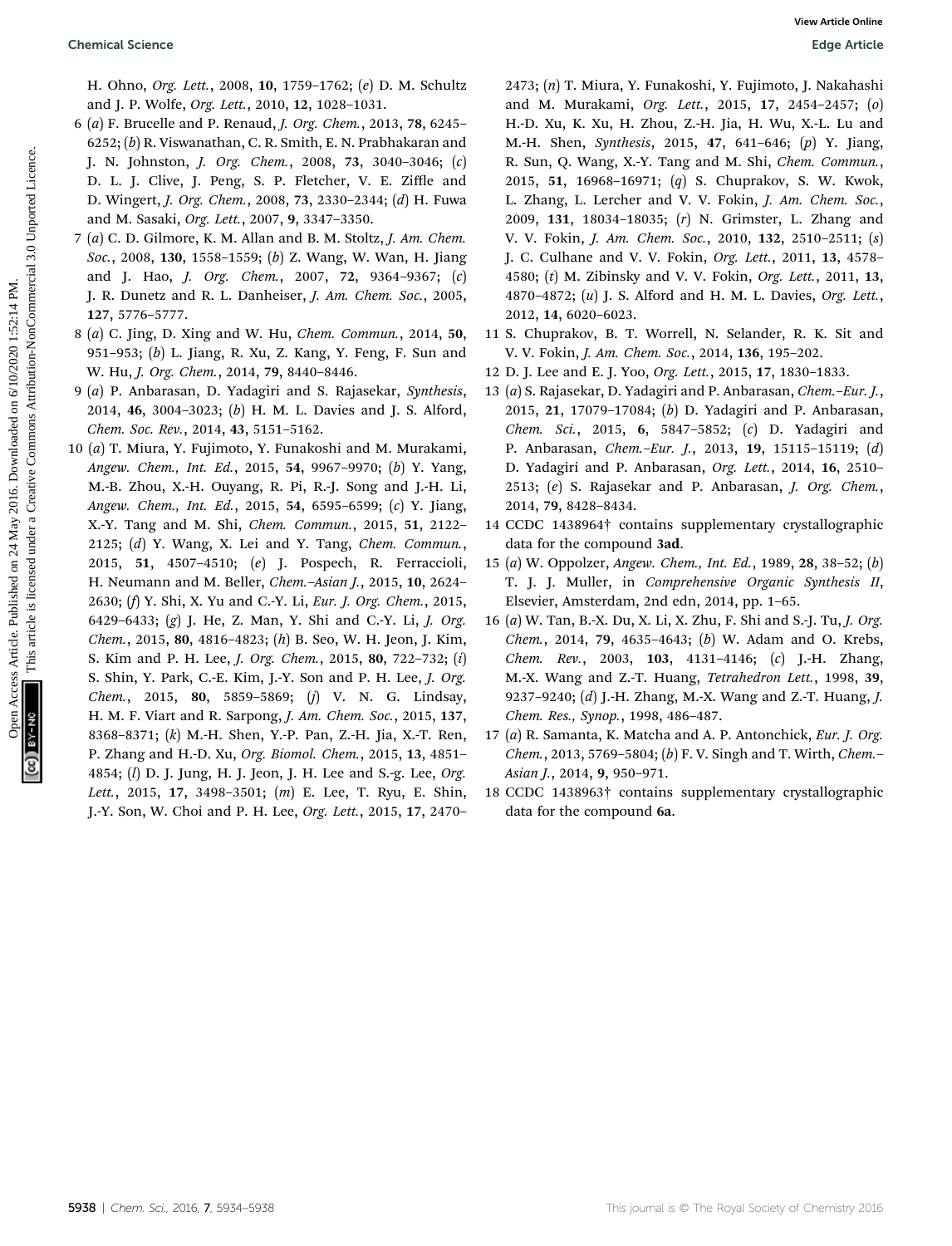H. Ohno, *Org. Lett.*, 2008, **10**, 1759–1762; (*e*) D. M. Schultz and J. P. Wolfe, *Org. Lett.*, 2010, **12**, 1028–1031.

6 (*a*) F. Brucelle and P. Renaud, *J. Org. Chem.*, 2013, **78**, 6245–6252; (*b*) R. Viswanathan, C. R. Smith, E. N. Prabhakaran and J. N. Johnston, *J. Org. Chem.*, 2008, **73**, 3040–3046; (*c*) D. L. J. Clive, J. Peng, S. P. Fletcher, V. E. Ziffle and D. Wingert, *J. Org. Chem.*, 2008, **73**, 2330–2344; (*d*) H. Fuwa and M. Sasaki, *Org. Lett.*, 2007, **9**, 3347–3350.

7 (*a*) C. D. Gilmore, K. M. Allan and B. M. Stoltz, *J. Am. Chem. Soc.*, 2008, **130**, 1558–1559; (*b*) Z. Wang, W. Wan, H. Jiang and J. Hao, *J. Org. Chem.*, 2007, **72**, 9364–9367; (*c*) J. R. Dunetz and R. L. Danheiser, *J. Am. Chem. Soc.*, 2005, **127**, 5776–5777.

8 (*a*) C. Jing, D. Xing and W. Hu, *Chem. Commun.*, 2014, **50**, 951–953; (*b*) L. Jiang, R. Xu, Z. Kang, Y. Feng, F. Sun and W. Hu, *J. Org. Chem.*, 2014, **79**, 8440–8446.

9 (*a*) P. Anbarasan, D. Yadagiri and S. Rajasekar, *Synthesis*, 2014, **46**, 3004–3023; (*b*) H. M. L. Davies and J. S. Alford, *Chem. Soc. Rev.*, 2014, **43**, 5151–5162.

10 (*a*) T. Miura, Y. Funakoshi, Y. Fujimoto, J. Nakahashi and M. Murakami, *Angew. Chem., Int. Ed.*, 2015, **54**, 9967–9970; (*b*) Y. Yang, M.-B. Zhou, X.-H. Ouyang, R. Pi, R.-J. Song and J.-H. Li, *Angew. Chem., Int. Ed.*, 2015, **54**, 6595–6599; (*c*) Y. Jiang, X.-Y. Tang and M. Shi, *Chem. Commun.*, 2015, **51**, 2122–2125; (*d*) Y. Wang, X. Lei and Y. Tang, *Chem. Commun.*, 2015, **51**, 4507–4510; (*e*) J. Pospech, R. Ferraccioli, H. Neumann and M. Beller, *Chem.–Asian J.*, 2015, **10**, 2624–2630; (*f*) Y. Shi, X. Yu and C.-Y. Li, *Eur. J. Org. Chem.*, 2015, 6429–6433; (*g*) J. He, Z. Man, Y. Shi and C.-Y. Li, *J. Org. Chem.*, 2015, **80**, 4816–4823; (*h*) B. Seo, W. H. Jeon, J. Kim, S. Kim and P. H. Lee, *J. Org. Chem.*, 2015, **80**, 722–732; (*i*) S. Shin, Y. Park, C.-E. Kim, J.-Y. Son and P. H. Lee, *J. Org. Chem.*, 2015, **80**, 5859–5869; (*j*) V. N. G. Lindsay, H. M. F. Viart and R. Sarpong, *J. Am. Chem. Soc.*, 2015, **137**, 8368–8371; (*k*) M.-H. Shen, Y.-P. Pan, Z.-H. Jia, X.-T. Ren, P. Zhang and H.-D. Xu, *Org. Biomol. Chem.*, 2015, **13**, 4851–4854; (*l*) D. J. Jung, H. J. Jeon, J. H. Lee and S.-g. Lee, *Org. Lett.*, 2015, **17**, 3498–3501; (*m*) E. Lee, T. Ryu, E. Shin, J.-Y. Son, W. Choi and P. H. Lee, *Org. Lett.*, 2015, **17**, 2470–2473; (*n*) T. Miura, Y. Funakoshi, Y. Fujimoto, J. Nakahashi and M. Murakami, *Org. Lett.*, 2015, **17**, 2454–2457; (*o*) H.-D. Xu, K. Xu, H. Zhou, Z.-H. Jia, H. Wu, X.-L. Lu and M.-H. Shen, *Synthesis*, 2015, **47**, 641–646; (*p*) Y. Jiang, R. Sun, Q. Wang, X.-Y. Tang and M. Shi, *Chem. Commun.*, 2015, **51**, 16968–16971; (*q*) S. Chuprakov, S. W. Kwok, L. Zhang, L. Lercher and V. V. Fokin, *J. Am. Chem. Soc.*, 2009, **131**, 18034–18035; (*r*) N. Grimster, L. Zhang and V. V. Fokin, *J. Am. Chem. Soc.*, 2010, **132**, 2510–2511; (*s*) J. C. Culhane and V. V. Fokin, *Org. Lett.*, 2011, **13**, 4578–4580; (*t*) M. Zibinsky and V. V. Fokin, *Org. Lett.*, 2011, **13**, 4870–4872; (*u*) J. S. Alford and H. M. L. Davies, *Org. Lett.*, 2012, **14**, 6020–6023.

11 S. Chuprakov, B. T. Worrell, N. Selander, R. K. Sit and V. V. Fokin, *J. Am. Chem. Soc.*, 2014, **136**, 195–202.

12 D. J. Lee and E. J. Yoo, *Org. Lett.*, 2015, **17**, 1830–1833.

13 (*a*) S. Rajasekar, D. Yadagiri and P. Anbarasan, *Chem.–Eur. J.*, 2015, **21**, 17079–17084; (*b*) D. Yadagiri and P. Anbarasan, *Chem. Sci.*, 2015, **6**, 5847–5852; (*c*) D. Yadagiri and P. Anbarasan, *Chem.–Eur. J.*, 2013, **19**, 15115–15119; (*d*) D. Yadagiri and P. Anbarasan, *Org. Lett.*, 2014, **16**, 2510–2513; (*e*) S. Rajasekar and P. Anbarasan, *J. Org. Chem.*, 2014, **79**, 8428–8434.

14 CCDC 1438964† contains supplementary crystallographic data for the compound **3ad**.

15 (*a*) W. Oppolzer, *Angew. Chem., Int. Ed.*, 1989, **28**, 38–52; (*b*) T. J. J. Muller, in *Comprehensive Organic Synthesis II*, Elsevier, Amsterdam, 2nd edn, 2014, pp. 1–65.

16 (*a*) W. Tan, B.-X. Du, X. Li, X. Zhu, F. Shi and S.-J. Tu, *J. Org. Chem.*, 2014, **79**, 4635–4643; (*b*) W. Adam and O. Krebs, *Chem. Rev.*, 2003, **103**, 4131–4146; (*c*) J.-H. Zhang, M.-X. Wang and Z.-T. Huang, *Tetrahedron Lett.*, 1998, **39**, 9237–9240; (*d*) J.-H. Zhang, M.-X. Wang and Z.-T. Huang, *J. Chem. Res., Synop.*, 1998, 486–487.

17 (*a*) R. Samanta, K. Matcha and A. P. Antonchick, *Eur. J. Org. Chem.*, 2013, 5769–5804; (*b*) F. V. Singh and T. Wirth, *Chem.–Asian J.*, 2014, **9**, 950–971.

18 CCDC 1438963† contains supplementary crystallographic data for the compound **6a**.